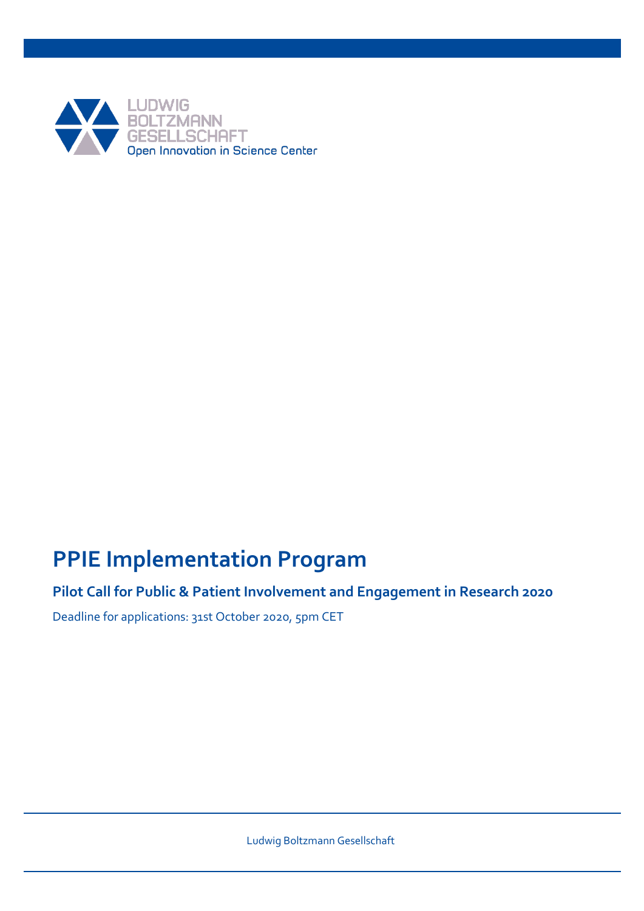LUDWIG
BOLTZMANN
GESELLSCHAFT
Open Innovation in Science Center

# PPIE Implementation Program

## Pilot Call for Public & Patient Involvement and Engagement in Research 2020

Deadline for applications: 31st October 2020, 5pm CET

Ludwig Boltzmann Gesellschaft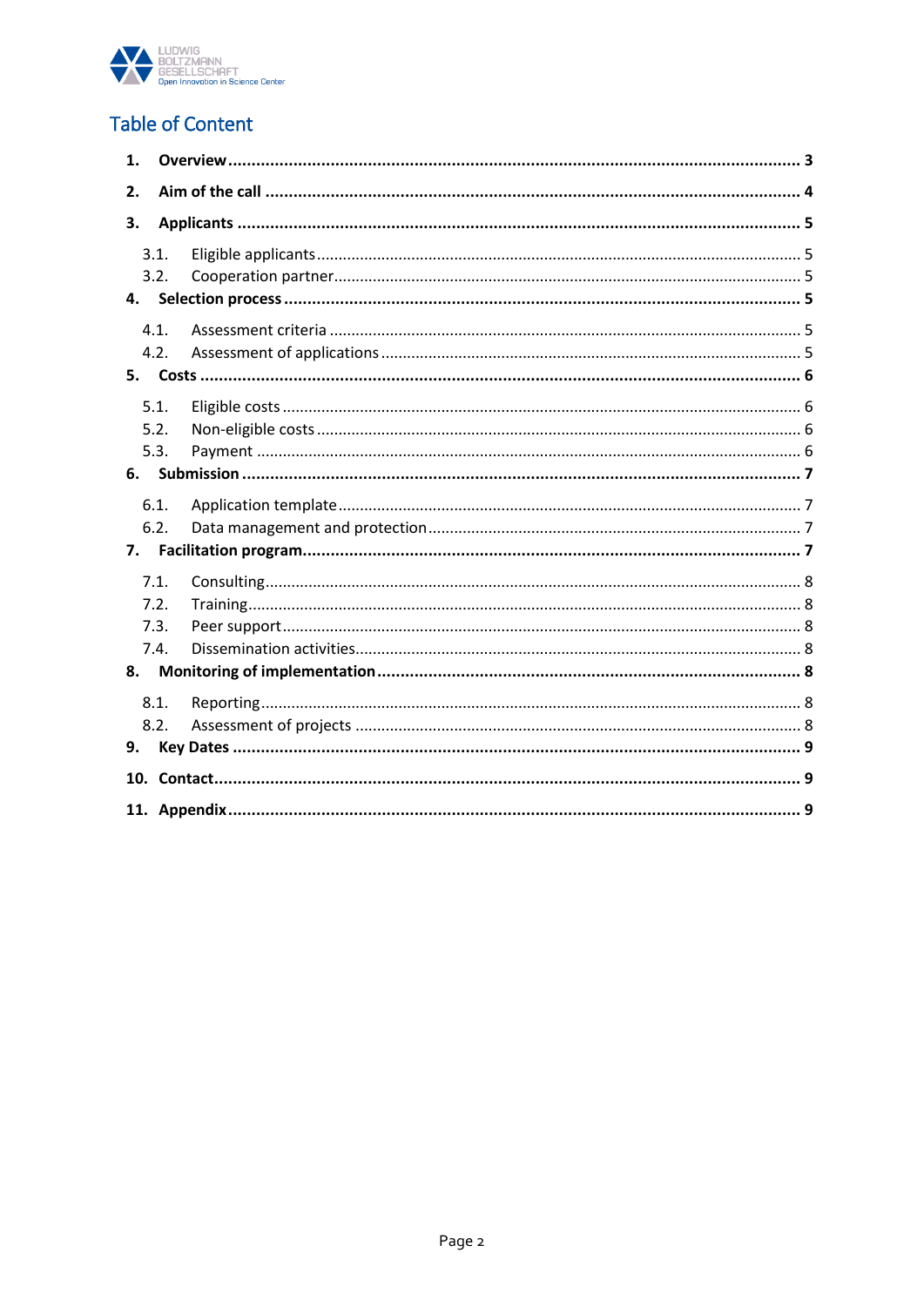# Table of Content

1. **Overview** ... 3
2. **Aim of the call** ... 4
3. **Applicants** ... 5
   - 3.1. Eligible applicants ... 5
   - 3.2. Cooperation partner ... 5
4. **Selection process** ... 5
   - 4.1. Assessment criteria ... 5
   - 4.2. Assessment of applications ... 5
5. **Costs** ... 6
   - 5.1. Eligible costs ... 6
   - 5.2. Non-eligible costs ... 6
   - 5.3. Payment ... 6
6. **Submission** ... 7
   - 6.1. Application template ... 7
   - 6.2. Data management and protection ... 7
7. **Facilitation program** ... 7
   - 7.1. Consulting ... 8
   - 7.2. Training ... 8
   - 7.3. Peer support ... 8
   - 7.4. Dissemination activities ... 8
8. **Monitoring of implementation** ... 8
   - 8.1. Reporting ... 8
   - 8.2. Assessment of projects ... 8
9. **Key Dates** ... 9
10. **Contact** ... 9
11. **Appendix** ... 9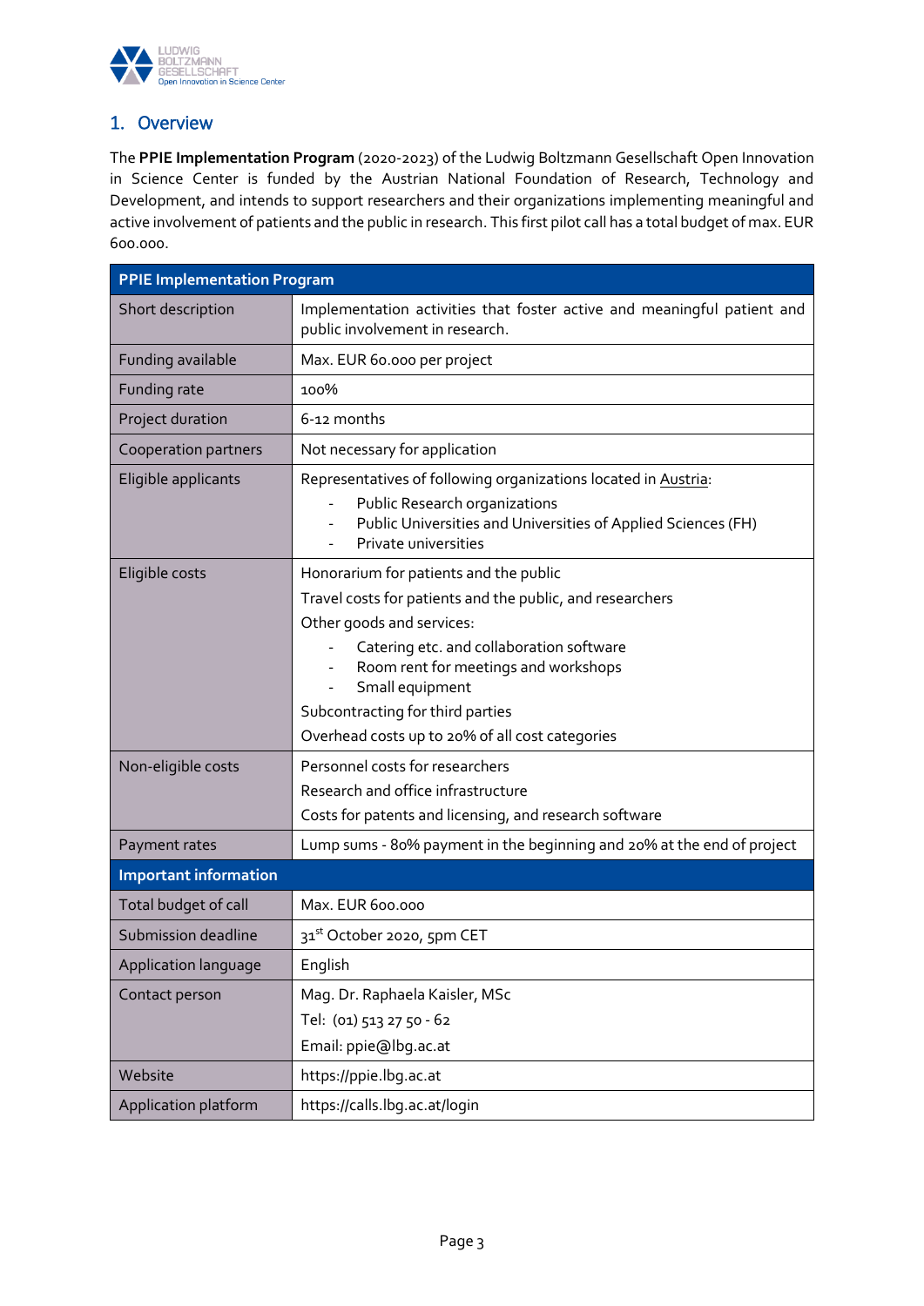## 1. Overview

The **PPIE Implementation Program** (2020-2023) of the Ludwig Boltzmann Gesellschaft Open Innovation in Science Center is funded by the Austrian National Foundation of Research, Technology and Development, and intends to support researchers and their organizations implementing meaningful and active involvement of patients and the public in research. This first pilot call has a total budget of max. EUR 600.000.

| **PPIE Implementation Program** | |
|---|---|
| Short description | Implementation activities that foster active and meaningful patient and public involvement in research. |
| Funding available | Max. EUR 60.000 per project |
| Funding rate | 100% |
| Project duration | 6-12 months |
| Cooperation partners | Not necessary for application |
| Eligible applicants | Representatives of following organizations located in Austria:<br>- Public Research organizations<br>- Public Universities and Universities of Applied Sciences (FH)<br>- Private universities |
| Eligible costs | Honorarium for patients and the public<br>Travel costs for patients and the public, and researchers<br>Other goods and services:<br>- Catering etc. and collaboration software<br>- Room rent for meetings and workshops<br>- Small equipment<br>Subcontracting for third parties<br>Overhead costs up to 20% of all cost categories |
| Non-eligible costs | Personnel costs for researchers<br>Research and office infrastructure<br>Costs for patents and licensing, and research software |
| Payment rates | Lump sums - 80% payment in the beginning and 20% at the end of project |
| **Important information** | |
| Total budget of call | Max. EUR 600.000 |
| Submission deadline | 31st October 2020, 5pm CET |
| Application language | English |
| Contact person | Mag. Dr. Raphaela Kaisler, MSc<br>Tel: (01) 513 27 50 - 62<br>Email: ppie@lbg.ac.at |
| Website | https://ppie.lbg.ac.at |
| Application platform | https://calls.lbg.ac.at/login |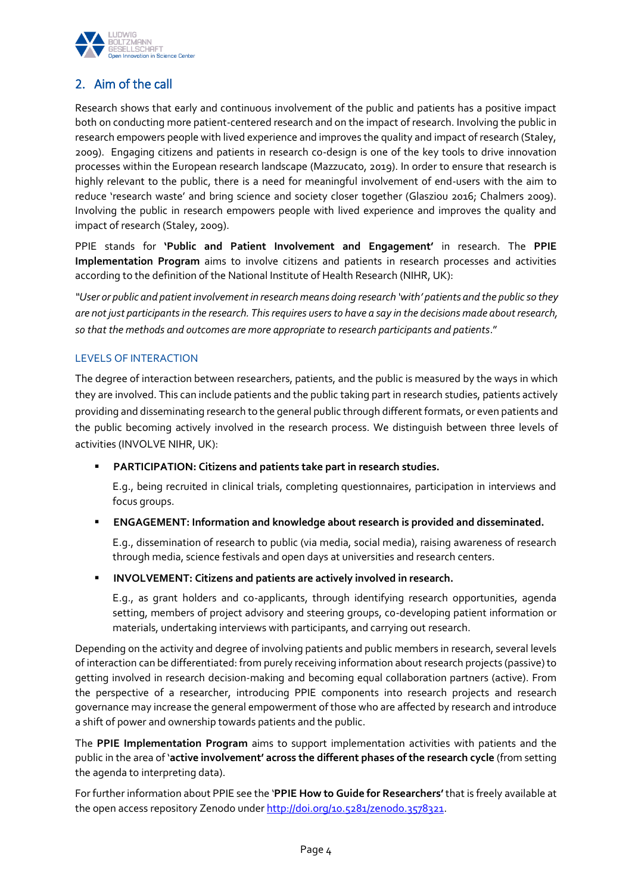## 2. Aim of the call

Research shows that early and continuous involvement of the public and patients has a positive impact both on conducting more patient-centered research and on the impact of research. Involving the public in research empowers people with lived experience and improves the quality and impact of research (Staley, 2009). Engaging citizens and patients in research co-design is one of the key tools to drive innovation processes within the European research landscape (Mazzucato, 2019). In order to ensure that research is highly relevant to the public, there is a need for meaningful involvement of end-users with the aim to reduce 'research waste' and bring science and society closer together (Glasziou 2016; Chalmers 2009). Involving the public in research empowers people with lived experience and improves the quality and impact of research (Staley, 2009).

PPIE stands for **'Public and Patient Involvement and Engagement'** in research. The **PPIE Implementation Program** aims to involve citizens and patients in research processes and activities according to the definition of the National Institute of Health Research (NIHR, UK):

*"User or public and patient involvement in research means doing research 'with' patients and the public so they are not just participants in the research. This requires users to have a say in the decisions made about research, so that the methods and outcomes are more appropriate to research participants and patients*."

### LEVELS OF INTERACTION

The degree of interaction between researchers, patients, and the public is measured by the ways in which they are involved. This can include patients and the public taking part in research studies, patients actively providing and disseminating research to the general public through different formats, or even patients and the public becoming actively involved in the research process. We distinguish between three levels of activities (INVOLVE NIHR, UK):

- **PARTICIPATION: Citizens and patients take part in research studies.**

  E.g., being recruited in clinical trials, completing questionnaires, participation in interviews and focus groups.

- **ENGAGEMENT: Information and knowledge about research is provided and disseminated.**

  E.g., dissemination of research to public (via media, social media), raising awareness of research through media, science festivals and open days at universities and research centers.

- **INVOLVEMENT: Citizens and patients are actively involved in research.**

  E.g., as grant holders and co-applicants, through identifying research opportunities, agenda setting, members of project advisory and steering groups, co-developing patient information or materials, undertaking interviews with participants, and carrying out research.

Depending on the activity and degree of involving patients and public members in research, several levels of interaction can be differentiated: from purely receiving information about research projects (passive) to getting involved in research decision-making and becoming equal collaboration partners (active). From the perspective of a researcher, introducing PPIE components into research projects and research governance may increase the general empowerment of those who are affected by research and introduce a shift of power and ownership towards patients and the public.

The **PPIE Implementation Program** aims to support implementation activities with patients and the public in the area of '**active involvement' across the different phases of the research cycle** (from setting the agenda to interpreting data).

For further information about PPIE see the '**PPIE How to Guide for Researchers'** that is freely available at the open access repository Zenodo under http://doi.org/10.5281/zenodo.3578321.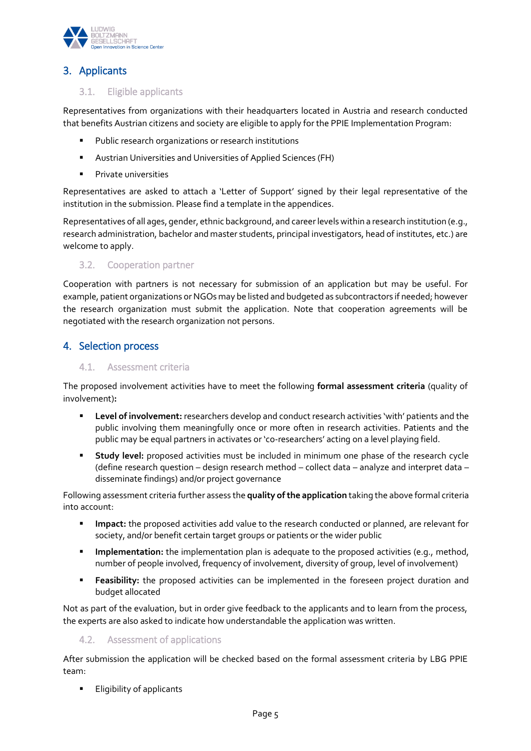## 3. Applicants

### 3.1. Eligible applicants

Representatives from organizations with their headquarters located in Austria and research conducted that benefits Austrian citizens and society are eligible to apply for the PPIE Implementation Program:

- Public research organizations or research institutions
- Austrian Universities and Universities of Applied Sciences (FH)
- Private universities

Representatives are asked to attach a 'Letter of Support' signed by their legal representative of the institution in the submission. Please find a template in the appendices.

Representatives of all ages, gender, ethnic background, and career levels within a research institution (e.g., research administration, bachelor and master students, principal investigators, head of institutes, etc.) are welcome to apply.

### 3.2. Cooperation partner

Cooperation with partners is not necessary for submission of an application but may be useful. For example, patient organizations or NGOs may be listed and budgeted as subcontractors if needed; however the research organization must submit the application. Note that cooperation agreements will be negotiated with the research organization not persons.

## 4. Selection process

### 4.1. Assessment criteria

The proposed involvement activities have to meet the following **formal assessment criteria** (quality of involvement)**:**

- **Level of involvement:** researchers develop and conduct research activities 'with' patients and the public involving them meaningfully once or more often in research activities. Patients and the public may be equal partners in activates or 'co-researchers' acting on a level playing field.
- **Study level:** proposed activities must be included in minimum one phase of the research cycle (define research question – design research method – collect data – analyze and interpret data – disseminate findings) and/or project governance

Following assessment criteria further assess the **quality of the application** taking the above formal criteria into account:

- **Impact:** the proposed activities add value to the research conducted or planned, are relevant for society, and/or benefit certain target groups or patients or the wider public
- **Implementation:** the implementation plan is adequate to the proposed activities (e.g., method, number of people involved, frequency of involvement, diversity of group, level of involvement)
- **Feasibility:** the proposed activities can be implemented in the foreseen project duration and budget allocated

Not as part of the evaluation, but in order give feedback to the applicants and to learn from the process, the experts are also asked to indicate how understandable the application was written.

### 4.2. Assessment of applications

After submission the application will be checked based on the formal assessment criteria by LBG PPIE team:

- Eligibility of applicants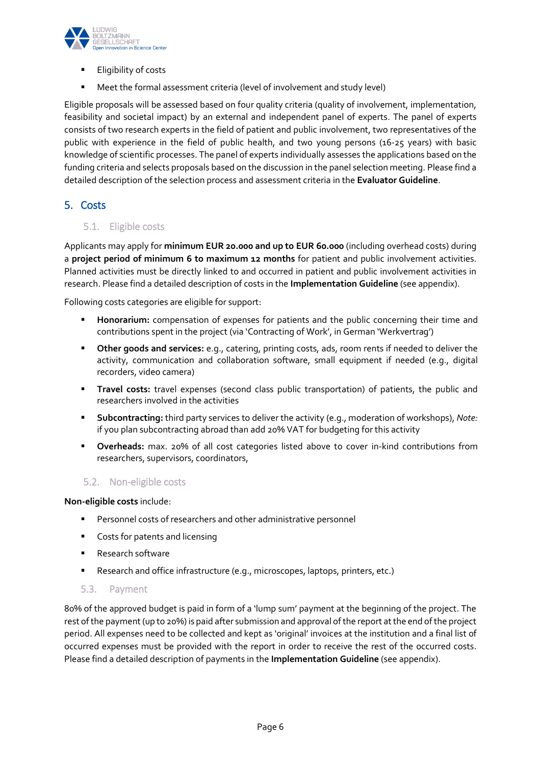- Eligibility of costs
- Meet the formal assessment criteria (level of involvement and study level)

Eligible proposals will be assessed based on four quality criteria (quality of involvement, implementation, feasibility and societal impact) by an external and independent panel of experts. The panel of experts consists of two research experts in the field of patient and public involvement, two representatives of the public with experience in the field of public health, and two young persons (16-25 years) with basic knowledge of scientific processes. The panel of experts individually assesses the applications based on the funding criteria and selects proposals based on the discussion in the panel selection meeting. Please find a detailed description of the selection process and assessment criteria in the **Evaluator Guideline**.

## 5. Costs

### 5.1. Eligible costs

Applicants may apply for **minimum EUR 20.000 and up to EUR 60.000** (including overhead costs) during a **project period of minimum 6 to maximum 12 months** for patient and public involvement activities. Planned activities must be directly linked to and occurred in patient and public involvement activities in research. Please find a detailed description of costs in the **Implementation Guideline** (see appendix).

Following costs categories are eligible for support:

- **Honorarium:** compensation of expenses for patients and the public concerning their time and contributions spent in the project (via 'Contracting of Work', in German 'Werkvertrag')
- **Other goods and services:** e.g., catering, printing costs, ads, room rents if needed to deliver the activity, communication and collaboration software, small equipment if needed (e.g., digital recorders, video camera)
- **Travel costs:** travel expenses (second class public transportation) of patients, the public and researchers involved in the activities
- **Subcontracting:** third party services to deliver the activity (e.g., moderation of workshops), *Note:* if you plan subcontracting abroad than add 20% VAT for budgeting for this activity
- **Overheads:** max. 20% of all cost categories listed above to cover in-kind contributions from researchers, supervisors, coordinators,

### 5.2. Non-eligible costs

**Non-eligible costs** include:

- Personnel costs of researchers and other administrative personnel
- Costs for patents and licensing
- Research software
- Research and office infrastructure (e.g., microscopes, laptops, printers, etc.)

### 5.3. Payment

80% of the approved budget is paid in form of a 'lump sum' payment at the beginning of the project. The rest of the payment (up to 20%) is paid after submission and approval of the report at the end of the project period. All expenses need to be collected and kept as 'original' invoices at the institution and a final list of occurred expenses must be provided with the report in order to receive the rest of the occurred costs. Please find a detailed description of payments in the **Implementation Guideline** (see appendix).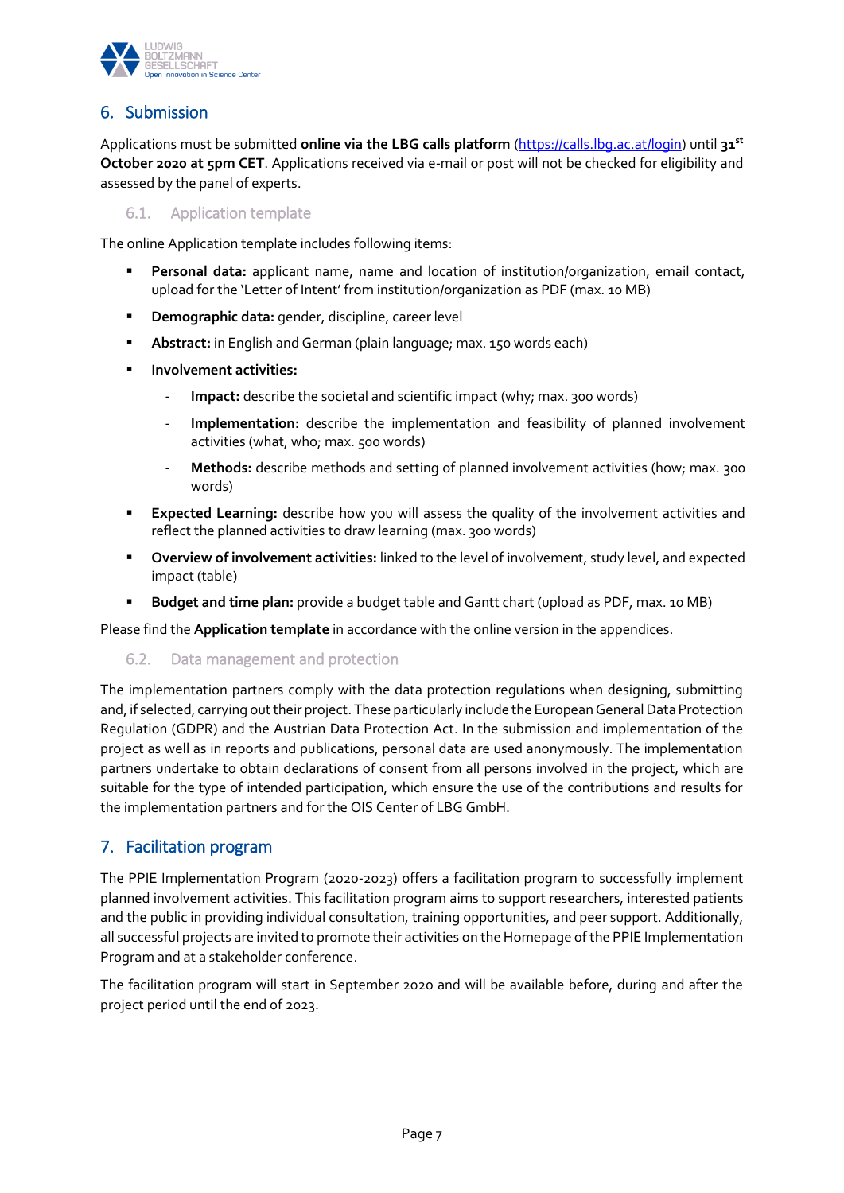## 6. Submission

Applications must be submitted **online via the LBG calls platform** ([https://calls.lbg.ac.at/login](https://calls.lbg.ac.at/login)) until **31st October 2020 at 5pm CET**. Applications received via e-mail or post will not be checked for eligibility and assessed by the panel of experts.

### 6.1. Application template

The online Application template includes following items:

- **Personal data:** applicant name, name and location of institution/organization, email contact, upload for the 'Letter of Intent' from institution/organization as PDF (max. 10 MB)
- **Demographic data:** gender, discipline, career level
- **Abstract:** in English and German (plain language; max. 150 words each)
- **Involvement activities:**
  - **Impact:** describe the societal and scientific impact (why; max. 300 words)
  - **Implementation:** describe the implementation and feasibility of planned involvement activities (what, who; max. 500 words)
  - **Methods:** describe methods and setting of planned involvement activities (how; max. 300 words)
- **Expected Learning:** describe how you will assess the quality of the involvement activities and reflect the planned activities to draw learning (max. 300 words)
- **Overview of involvement activities:** linked to the level of involvement, study level, and expected impact (table)
- **Budget and time plan:** provide a budget table and Gantt chart (upload as PDF, max. 10 MB)

Please find the **Application template** in accordance with the online version in the appendices.

### 6.2. Data management and protection

The implementation partners comply with the data protection regulations when designing, submitting and, if selected, carrying out their project. These particularly include the European General Data Protection Regulation (GDPR) and the Austrian Data Protection Act. In the submission and implementation of the project as well as in reports and publications, personal data are used anonymously. The implementation partners undertake to obtain declarations of consent from all persons involved in the project, which are suitable for the type of intended participation, which ensure the use of the contributions and results for the implementation partners and for the OIS Center of LBG GmbH.

## 7. Facilitation program

The PPIE Implementation Program (2020-2023) offers a facilitation program to successfully implement planned involvement activities. This facilitation program aims to support researchers, interested patients and the public in providing individual consultation, training opportunities, and peer support. Additionally, all successful projects are invited to promote their activities on the Homepage of the PPIE Implementation Program and at a stakeholder conference.

The facilitation program will start in September 2020 and will be available before, during and after the project period until the end of 2023.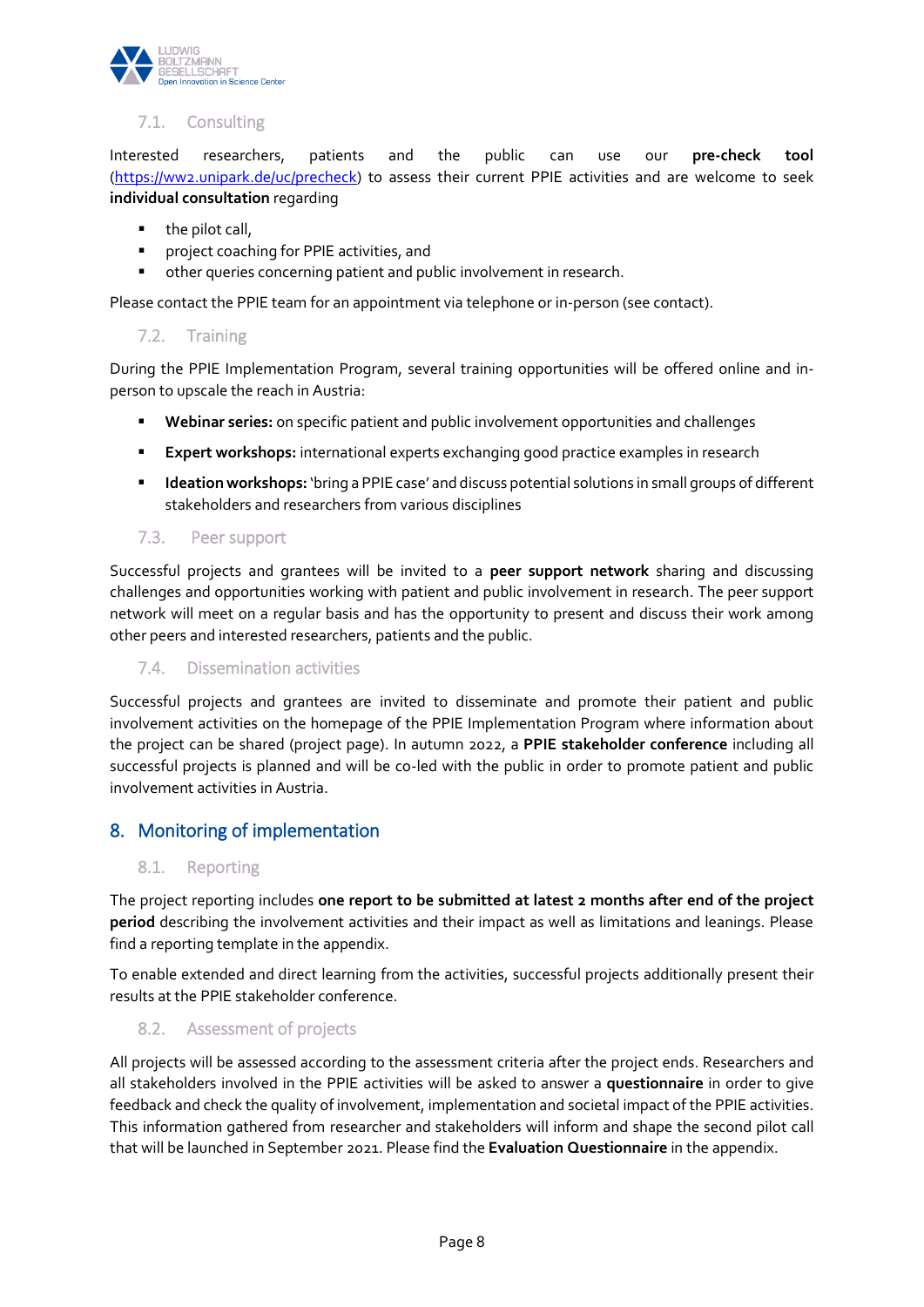### 7.1. Consulting

Interested researchers, patients and the public can use our **pre-check tool** (https://ww2.unipark.de/uc/precheck) to assess their current PPIE activities and are welcome to seek **individual consultation** regarding

- the pilot call,
- project coaching for PPIE activities, and
- other queries concerning patient and public involvement in research.

Please contact the PPIE team for an appointment via telephone or in-person (see contact).

### 7.2. Training

During the PPIE Implementation Program, several training opportunities will be offered online and in-person to upscale the reach in Austria:

- **Webinar series:** on specific patient and public involvement opportunities and challenges
- **Expert workshops:** international experts exchanging good practice examples in research
- **Ideation workshops:** 'bring a PPIE case' and discuss potential solutions in small groups of different stakeholders and researchers from various disciplines

### 7.3. Peer support

Successful projects and grantees will be invited to a **peer support network** sharing and discussing challenges and opportunities working with patient and public involvement in research. The peer support network will meet on a regular basis and has the opportunity to present and discuss their work among other peers and interested researchers, patients and the public.

### 7.4. Dissemination activities

Successful projects and grantees are invited to disseminate and promote their patient and public involvement activities on the homepage of the PPIE Implementation Program where information about the project can be shared (project page). In autumn 2022, a **PPIE stakeholder conference** including all successful projects is planned and will be co-led with the public in order to promote patient and public involvement activities in Austria.

## 8. Monitoring of implementation

### 8.1. Reporting

The project reporting includes **one report to be submitted at latest 2 months after end of the project period** describing the involvement activities and their impact as well as limitations and leanings. Please find a reporting template in the appendix.

To enable extended and direct learning from the activities, successful projects additionally present their results at the PPIE stakeholder conference.

### 8.2. Assessment of projects

All projects will be assessed according to the assessment criteria after the project ends. Researchers and all stakeholders involved in the PPIE activities will be asked to answer a **questionnaire** in order to give feedback and check the quality of involvement, implementation and societal impact of the PPIE activities. This information gathered from researcher and stakeholders will inform and shape the second pilot call that will be launched in September 2021. Please find the **Evaluation Questionnaire** in the appendix.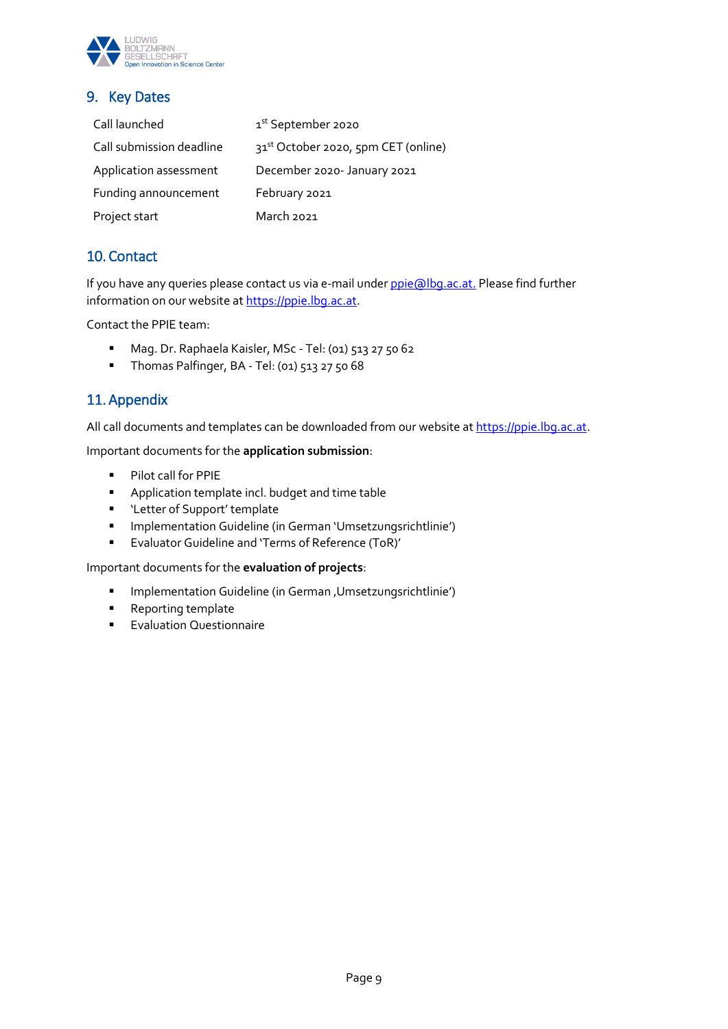## 9. Key Dates

| | |
|---|---|
| Call launched | 1st September 2020 |
| Call submission deadline | 31st October 2020, 5pm CET (online) |
| Application assessment | December 2020- January 2021 |
| Funding announcement | February 2021 |
| Project start | March 2021 |

## 10. Contact

If you have any queries please contact us via e-mail under ppie@lbg.ac.at. Please find further information on our website at https://ppie.lbg.ac.at.

Contact the PPIE team:

- Mag. Dr. Raphaela Kaisler, MSc - Tel: (01) 513 27 50 62
- Thomas Palfinger, BA - Tel: (01) 513 27 50 68

## 11. Appendix

All call documents and templates can be downloaded from our website at https://ppie.lbg.ac.at.

Important documents for the **application submission**:

- Pilot call for PPIE
- Application template incl. budget and time table
- 'Letter of Support' template
- Implementation Guideline (in German 'Umsetzungsrichtlinie')
- Evaluator Guideline and 'Terms of Reference (ToR)'

Important documents for the **evaluation of projects**:

- Implementation Guideline (in German ‚Umsetzungsrichtlinie')
- Reporting template
- Evaluation Questionnaire